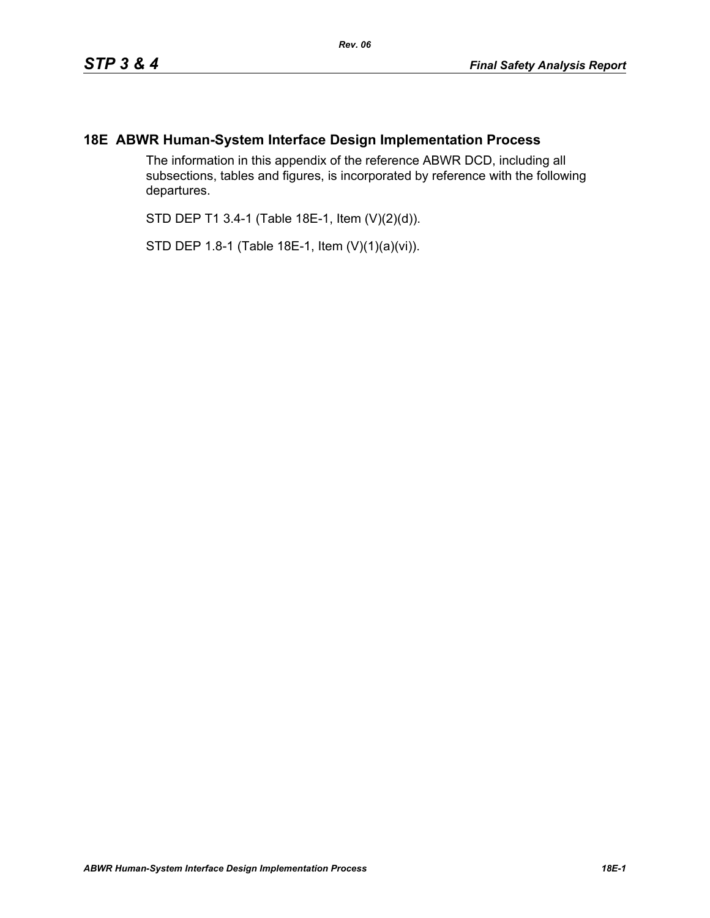# 18E ABWR Human-System Interface Design Implementation Process

The information in this appendix of the reference ABWR DCD, including all subsections, tables and figures, is incorporated by reference with the following departures.

STD DEP T1 3.4-1 (Table 18E-1, Item (V)(2)(d)).

STD DEP 1.8-1 (Table 18E-1, Item (V)(1)(a)(vi)).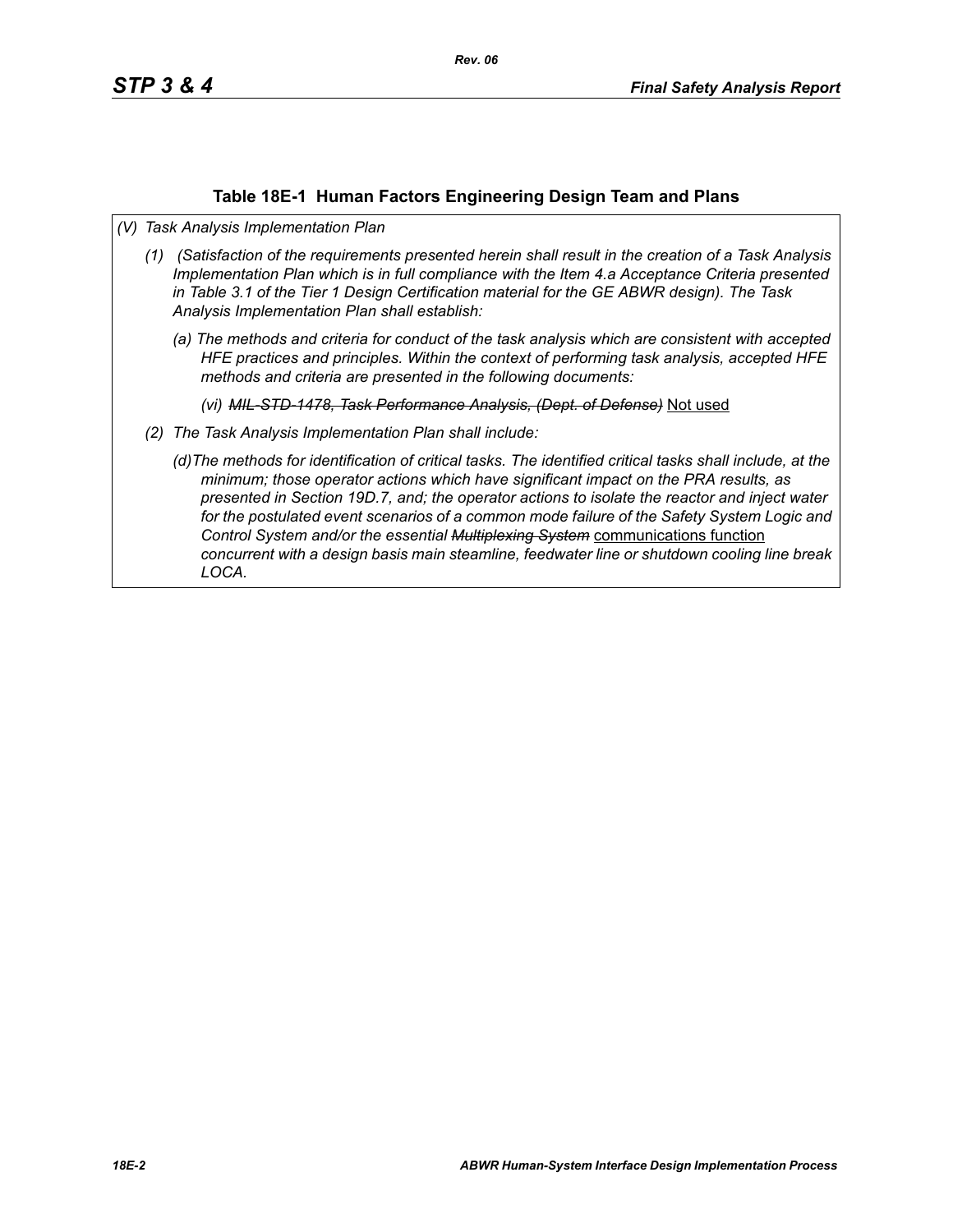**Table 18E-1 Human Factors Engineering Design Team and Plans**

*(V) Task Analysis Implementation Plan*

*(1) (Satisfaction of the requirements presented herein shall result in the creation of a Task Analysis Implementation Plan which is in full compliance with the Item 4.a Acceptance Criteria presented in Table 3.1 of the Tier 1 Design Certification material for the GE ABWR design). The Task Analysis Implementation Plan shall establish:*

*(a) The methods and criteria for conduct of the task analysis which are consistent with accepted HFE practices and principles. Within the context of performing task analysis, accepted HFE methods and criteria are presented in the following documents:*

*(vi)* ~~*MIL-STD-1478, Task Performance Analysis, (Dept. of Defense)*~~ Not used

*(2) The Task Analysis Implementation Plan shall include:*

*(d) The methods for identification of critical tasks. The identified critical tasks shall include, at the minimum; those operator actions which have significant impact on the PRA results, as presented in Section 19D.7, and; the operator actions to isolate the reactor and inject water for the postulated event scenarios of a common mode failure of the Safety System Logic and Control System and/or the essential* ~~*Multiplexing System*~~ communications function *concurrent with a design basis main steamline, feedwater line or shutdown cooling line break LOCA.*